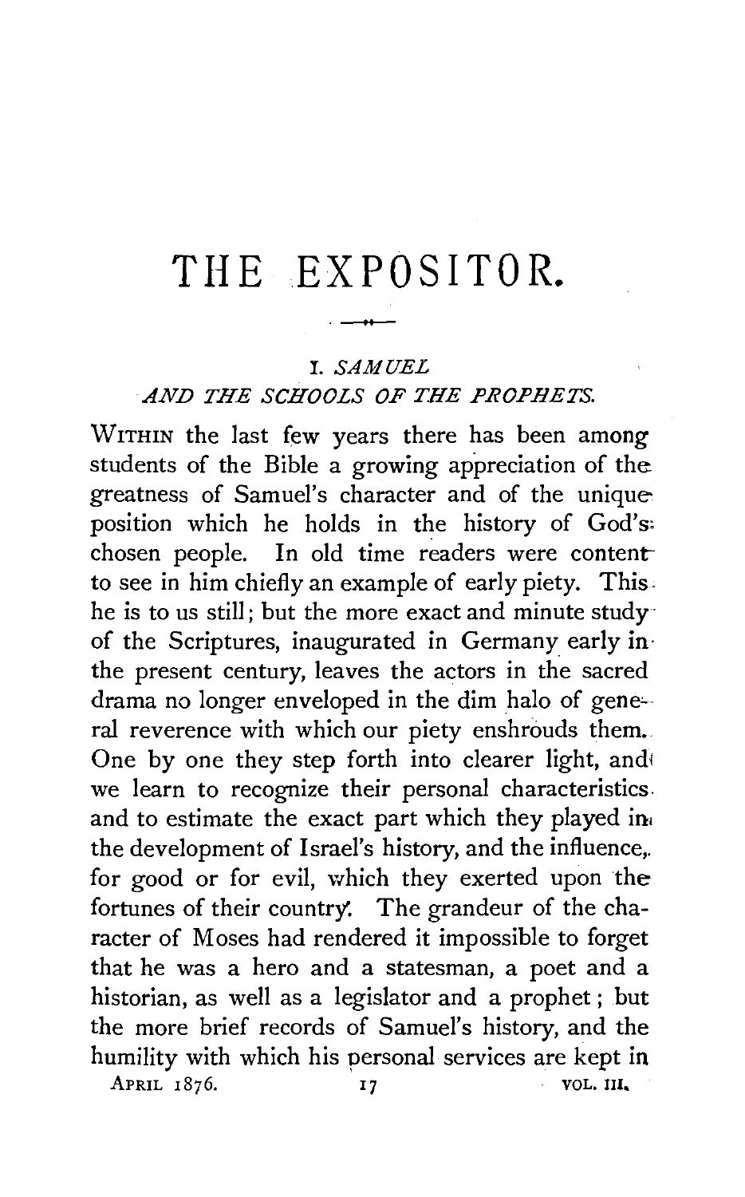# THE EXPOSITOR.

## I. *SAMUEL AND THE SCHOOLS OF THE PROPHETS.*

WITHIN the last few years there has been among students of the Bible a growing appreciation of the greatness of Samuel's character and of the unique position which he holds in the history of God's chosen people. In old time readers were content to see in him chiefly an example of early piety. This he is to us still; but the more exact and minute study of the Scriptures, inaugurated in Germany early in the present century, leaves the actors in the sacred drama no longer enveloped in the dim halo of general reverence with which our piety enshrouds them. One by one they step forth into clearer light, and we learn to recognize their personal characteristics and to estimate the exact part which they played in the development of Israel's history, and the influence, for good or for evil, which they exerted upon the fortunes of their country. The grandeur of the character of Moses had rendered it impossible to forget that he was a hero and a statesman, a poet and a historian, as well as a legislator and a prophet; but the more brief records of Samuel's history, and the humility with which his personal services are kept in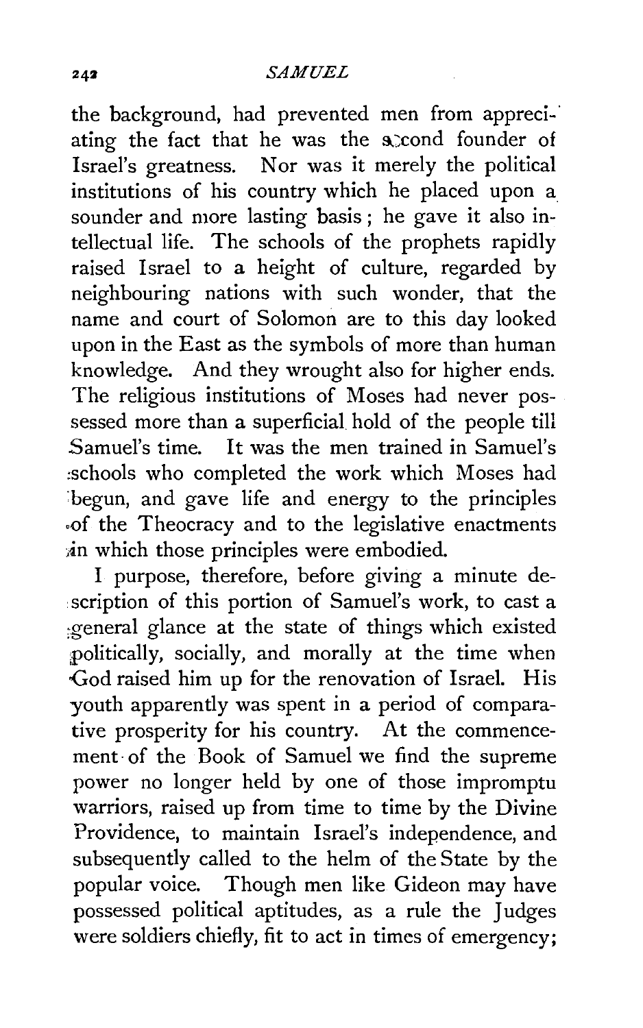the background, had prevented men from appreciating the fact that he was the second founder of Israel's greatness. Nor was it merely the political institutions of his country which he placed upon a sounder and more lasting basis; he gave it also intellectual life. The schools of the prophets rapidly raised Israel to a height of culture, regarded by neighbouring nations with such wonder, that the name and court of Solomon are to this day looked upon in the East as the symbols of more than human knowledge. And they wrought also for higher ends. The religious institutions of Moses had never possessed more than a superficial hold of the people till Samuel's time. It was the men trained in Samuel's schools who completed the work which Moses had begun, and gave life and energy to the principles of the Theocracy and to the legislative enactments in which those principles were embodied.

I purpose, therefore, before giving a minute description of this portion of Samuel's work, to cast a general glance at the state of things which existed politically, socially, and morally at the time when God raised him up for the renovation of Israel. His youth apparently was spent in a period of comparative prosperity for his country. At the commencement of the Book of Samuel we find the supreme power no longer held by one of those impromptu warriors, raised up from time to time by the Divine Providence, to maintain Israel's independence, and subsequently called to the helm of the State by the popular voice. Though men like Gideon may have possessed political aptitudes, as a rule the Judges were soldiers chiefly, fit to act in times of emergency;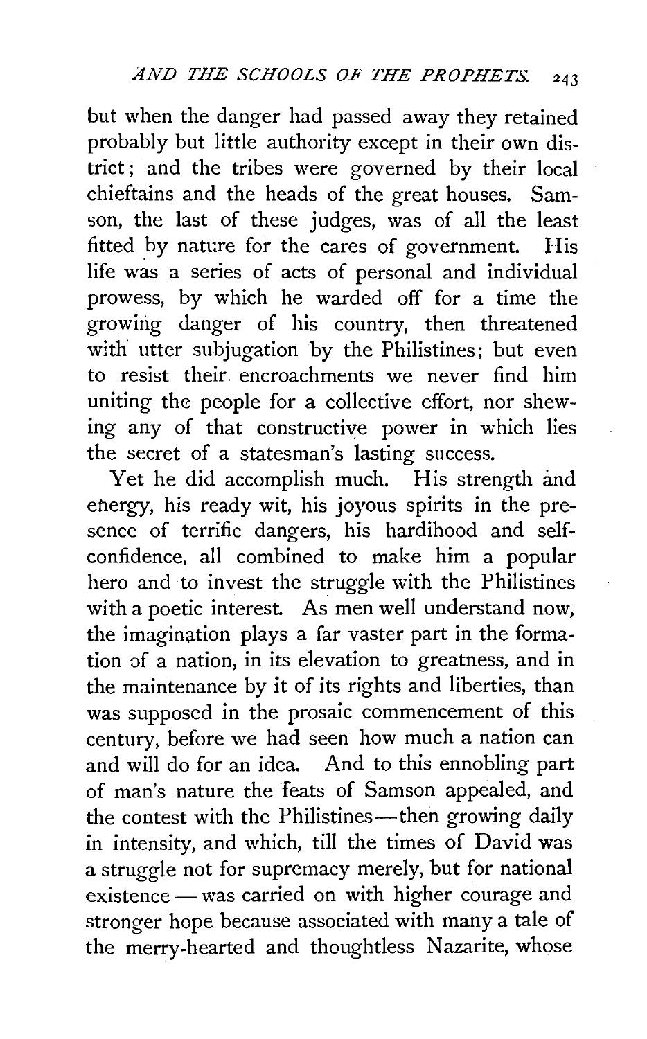but when the danger had passed away they retained probably but little authority except in their own district; and the tribes were governed by their local chieftains and the heads of the great houses. Samson, the last of these judges, was of all the least fitted by nature for the cares of government. His life was a series of acts of personal and individual prowess, by which he warded off for a time the growing danger of his country, then threatened with utter subjugation by the Philistines; but even to resist their encroachments we never find him uniting the people for a collective effort, nor shewing any of that constructive power in which lies the secret of a statesman's lasting success.

Yet he did accomplish much. His strength and energy, his ready wit, his joyous spirits in the presence of terrific dangers, his hardihood and self-confidence, all combined to make him a popular hero and to invest the struggle with the Philistines with a poetic interest. As men well understand now, the imagination plays a far vaster part in the formation of a nation, in its elevation to greatness, and in the maintenance by it of its rights and liberties, than was supposed in the prosaic commencement of this century, before we had seen how much a nation can and will do for an idea. And to this ennobling part of man's nature the feats of Samson appealed, and the contest with the Philistines—then growing daily in intensity, and which, till the times of David was a struggle not for supremacy merely, but for national existence — was carried on with higher courage and stronger hope because associated with many a tale of the merry-hearted and thoughtless Nazarite, whose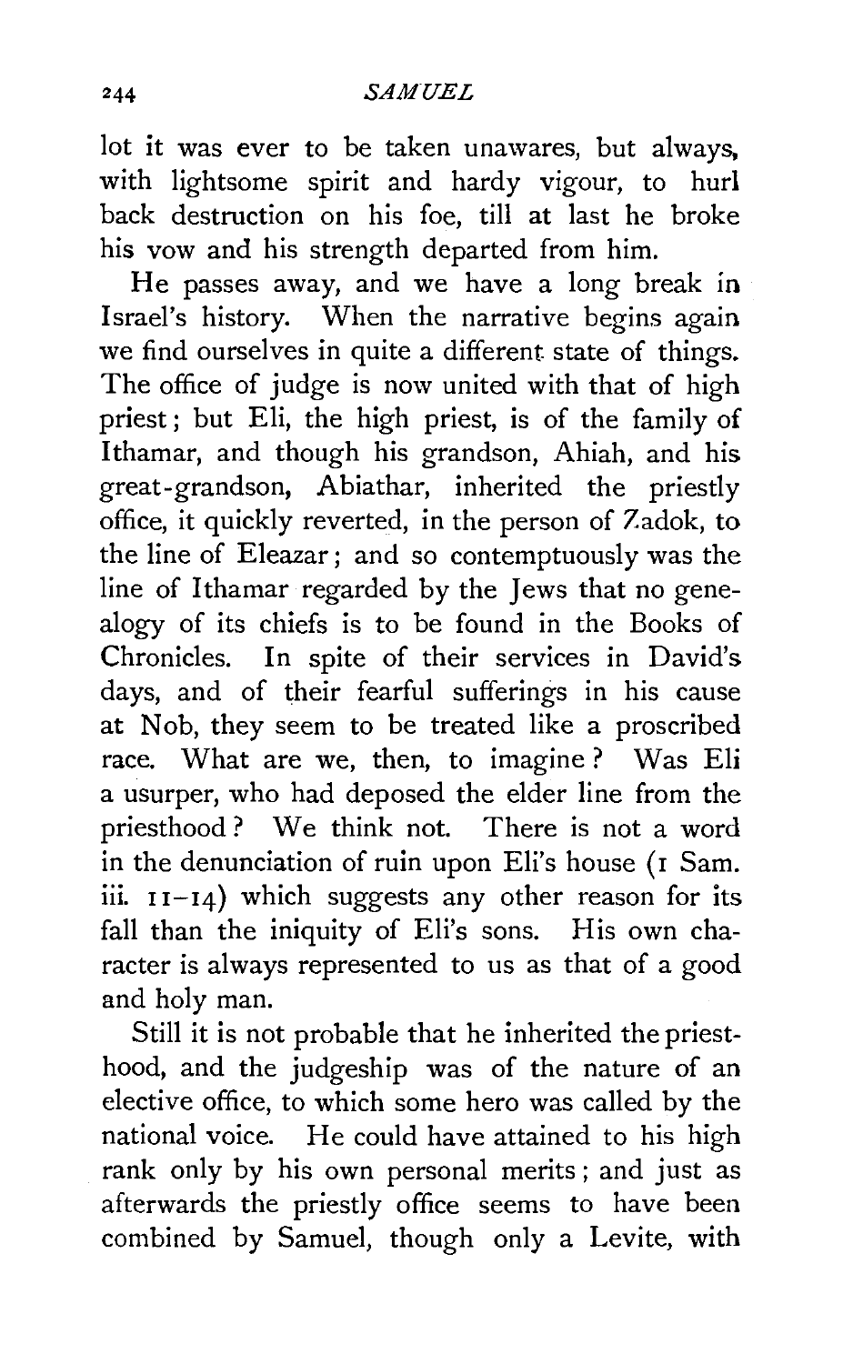lot it was ever to be taken unawares, but always, with lightsome spirit and hardy vigour, to hurl back destruction on his foe, till at last he broke his vow and his strength departed from him.

He passes away, and we have a long break in Israel's history. When the narrative begins again we find ourselves in quite a different state of things. The office of judge is now united with that of high priest; but Eli, the high priest, is of the family of Ithamar, and though his grandson, Ahiah, and his great-grandson, Abiathar, inherited the priestly office, it quickly reverted, in the person of Zadok, to the line of Eleazar; and so contemptuously was the line of Ithamar regarded by the Jews that no genealogy of its chiefs is to be found in the Books of Chronicles. In spite of their services in David's days, and of their fearful sufferings in his cause at Nob, they seem to be treated like a proscribed race. What are we, then, to imagine? Was Eli a usurper, who had deposed the elder line from the priesthood? We think not. There is not a word in the denunciation of ruin upon Eli's house (1 Sam. iii. 11–14) which suggests any other reason for its fall than the iniquity of Eli's sons. His own character is always represented to us as that of a good and holy man.

Still it is not probable that he inherited the priesthood, and the judgeship was of the nature of an elective office, to which some hero was called by the national voice. He could have attained to his high rank only by his own personal merits; and just as afterwards the priestly office seems to have been combined by Samuel, though only a Levite, with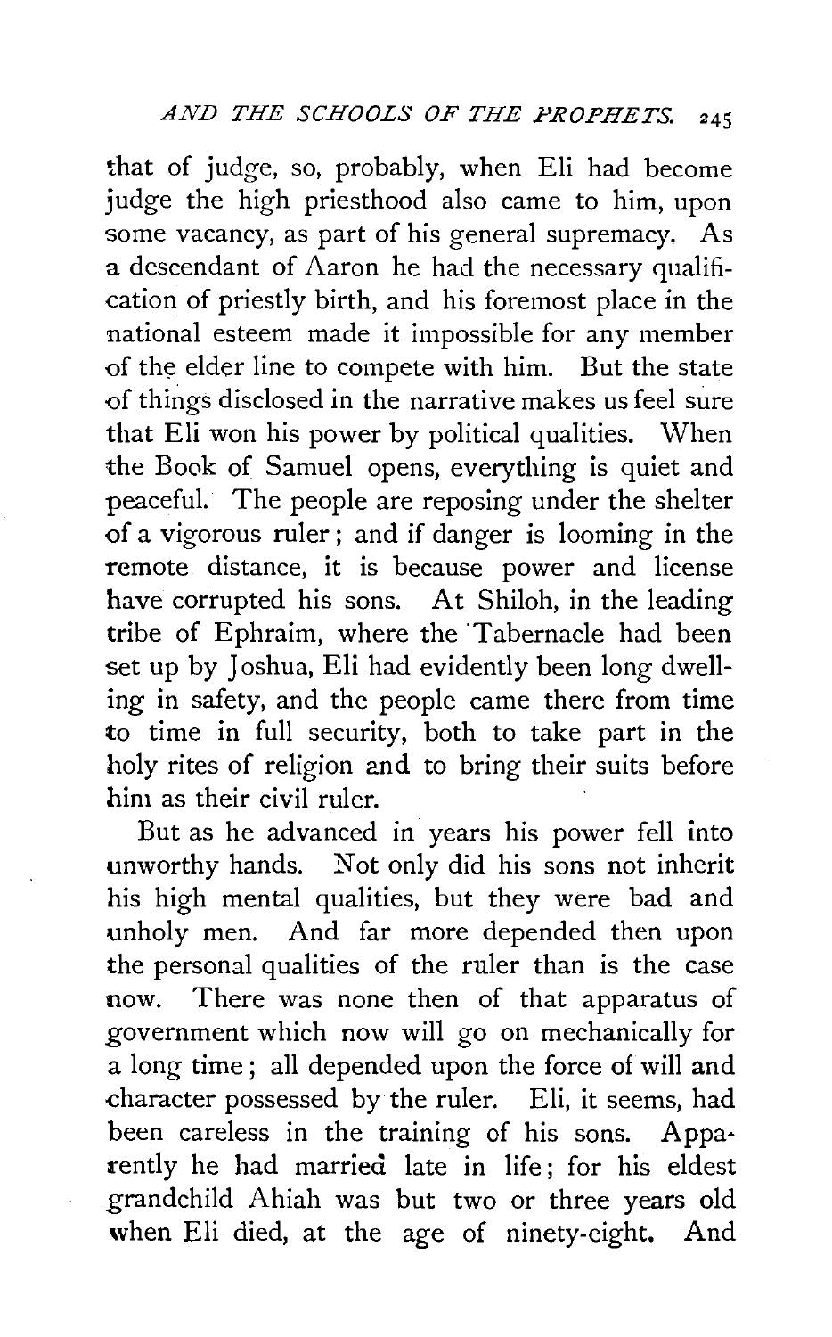that of judge, so, probably, when Eli had become judge the high priesthood also came to him, upon some vacancy, as part of his general supremacy. As a descendant of Aaron he had the necessary qualification of priestly birth, and his foremost place in the national esteem made it impossible for any member of the elder line to compete with him. But the state of things disclosed in the narrative makes us feel sure that Eli won his power by political qualities. When the Book of Samuel opens, everything is quiet and peaceful. The people are reposing under the shelter of a vigorous ruler; and if danger is looming in the remote distance, it is because power and license have corrupted his sons. At Shiloh, in the leading tribe of Ephraim, where the Tabernacle had been set up by Joshua, Eli had evidently been long dwelling in safety, and the people came there from time to time in full security, both to take part in the holy rites of religion and to bring their suits before him as their civil ruler.

But as he advanced in years his power fell into unworthy hands. Not only did his sons not inherit his high mental qualities, but they were bad and unholy men. And far more depended then upon the personal qualities of the ruler than is the case now. There was none then of that apparatus of government which now will go on mechanically for a long time; all depended upon the force of will and character possessed by the ruler. Eli, it seems, had been careless in the training of his sons. Apparently he had married late in life; for his eldest grandchild Ahiah was but two or three years old when Eli died, at the age of ninety-eight. And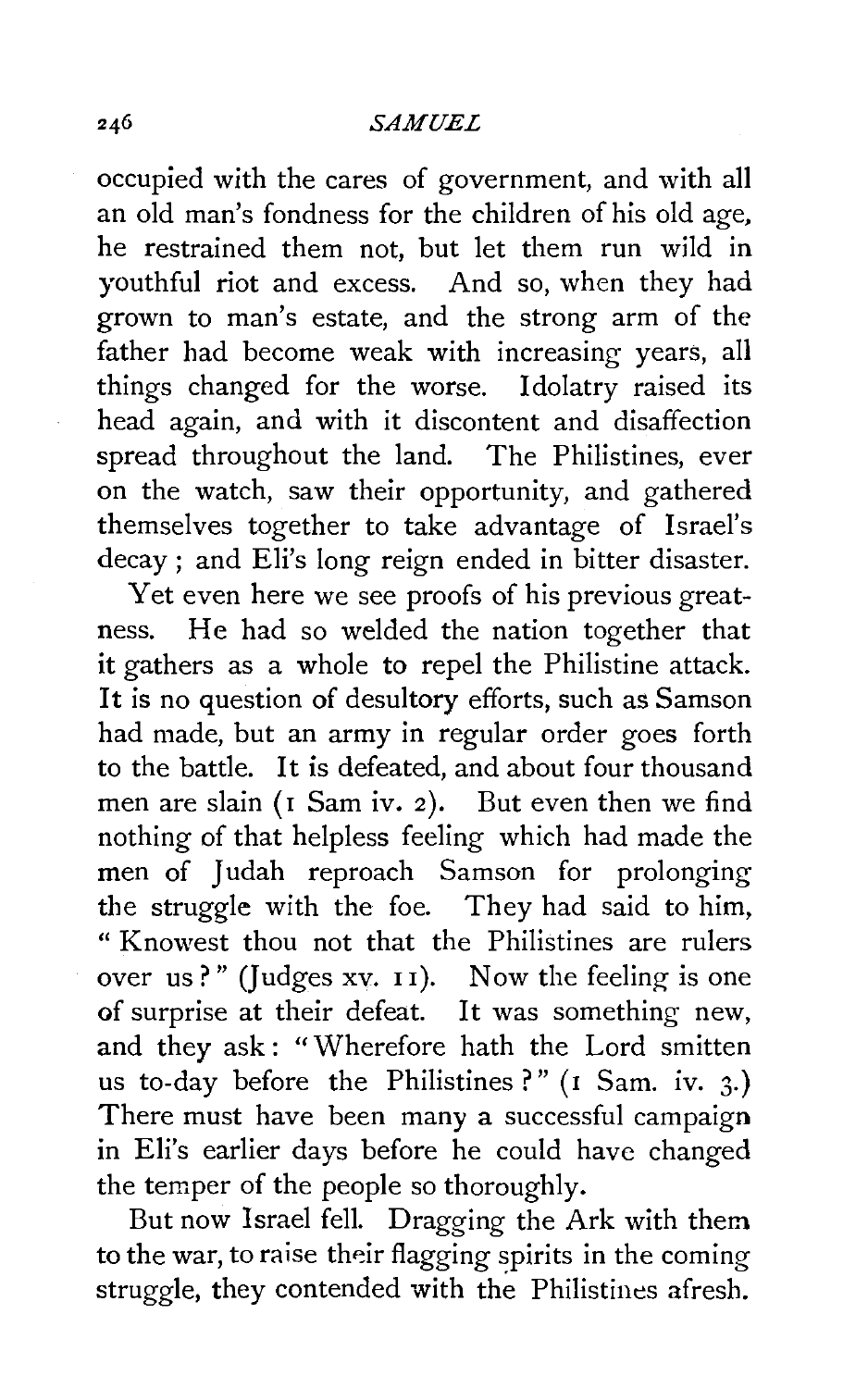occupied with the cares of government, and with all an old man's fondness for the children of his old age, he restrained them not, but let them run wild in youthful riot and excess. And so, when they had grown to man's estate, and the strong arm of the father had become weak with increasing years, all things changed for the worse. Idolatry raised its head again, and with it discontent and disaffection spread throughout the land. The Philistines, ever on the watch, saw their opportunity, and gathered themselves together to take advantage of Israel's decay; and Eli's long reign ended in bitter disaster.

Yet even here we see proofs of his previous greatness. He had so welded the nation together that it gathers as a whole to repel the Philistine attack. It is no question of desultory efforts, such as Samson had made, but an army in regular order goes forth to the battle. It is defeated, and about four thousand men are slain (1 Sam iv. 2). But even then we find nothing of that helpless feeling which had made the men of Judah reproach Samson for prolonging the struggle with the foe. They had said to him, "Knowest thou not that the Philistines are rulers over us?" (Judges xv. 11). Now the feeling is one of surprise at their defeat. It was something new, and they ask: "Wherefore hath the Lord smitten us to-day before the Philistines?" (1 Sam. iv. 3.) There must have been many a successful campaign in Eli's earlier days before he could have changed the temper of the people so thoroughly.

But now Israel fell. Dragging the Ark with them to the war, to raise their flagging spirits in the coming struggle, they contended with the Philistines afresh.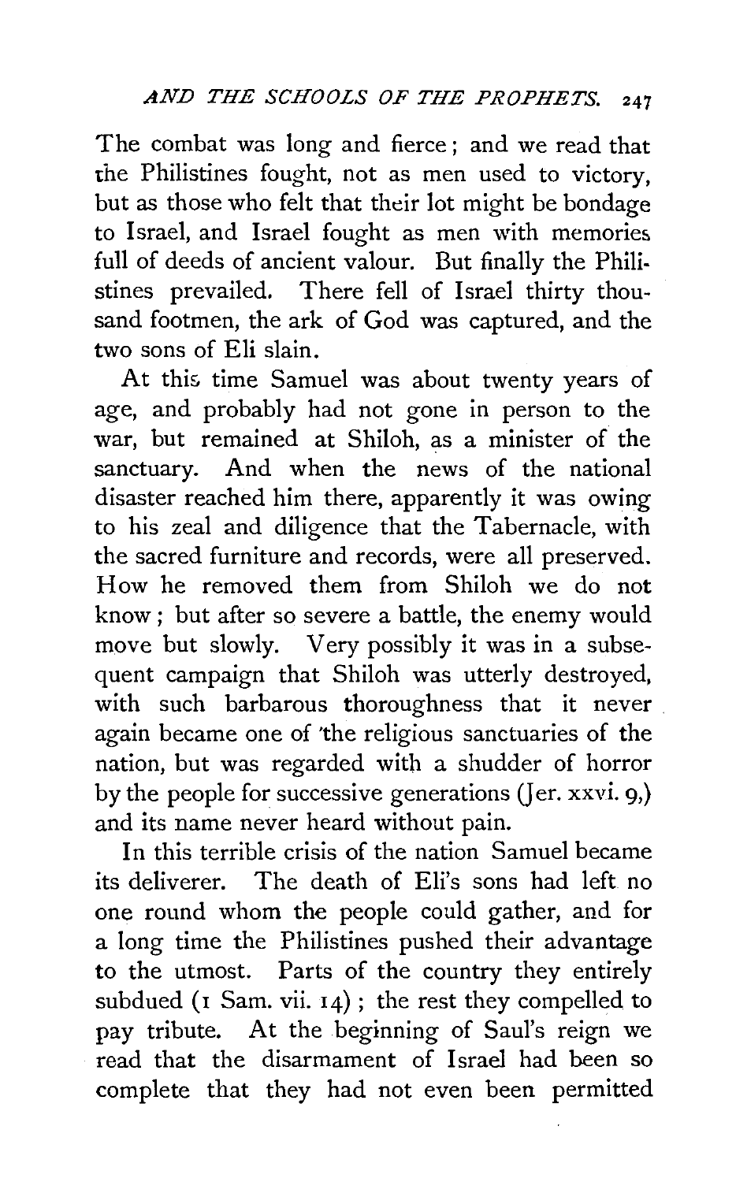The combat was long and fierce; and we read that the Philistines fought, not as men used to victory, but as those who felt that their lot might be bondage to Israel, and Israel fought as men with memories full of deeds of ancient valour. But finally the Philistines prevailed. There fell of Israel thirty thousand footmen, the ark of God was captured, and the two sons of Eli slain.

At this time Samuel was about twenty years of age, and probably had not gone in person to the war, but remained at Shiloh, as a minister of the sanctuary. And when the news of the national disaster reached him there, apparently it was owing to his zeal and diligence that the Tabernacle, with the sacred furniture and records, were all preserved. How he removed them from Shiloh we do not know; but after so severe a battle, the enemy would move but slowly. Very possibly it was in a subsequent campaign that Shiloh was utterly destroyed, with such barbarous thoroughness that it never again became one of the religious sanctuaries of the nation, but was regarded with a shudder of horror by the people for successive generations (Jer. xxvi. 9,) and its name never heard without pain.

In this terrible crisis of the nation Samuel became its deliverer. The death of Eli's sons had left no one round whom the people could gather, and for a long time the Philistines pushed their advantage to the utmost. Parts of the country they entirely subdued (1 Sam. vii. 14); the rest they compelled to pay tribute. At the beginning of Saul's reign we read that the disarmament of Israel had been so complete that they had not even been permitted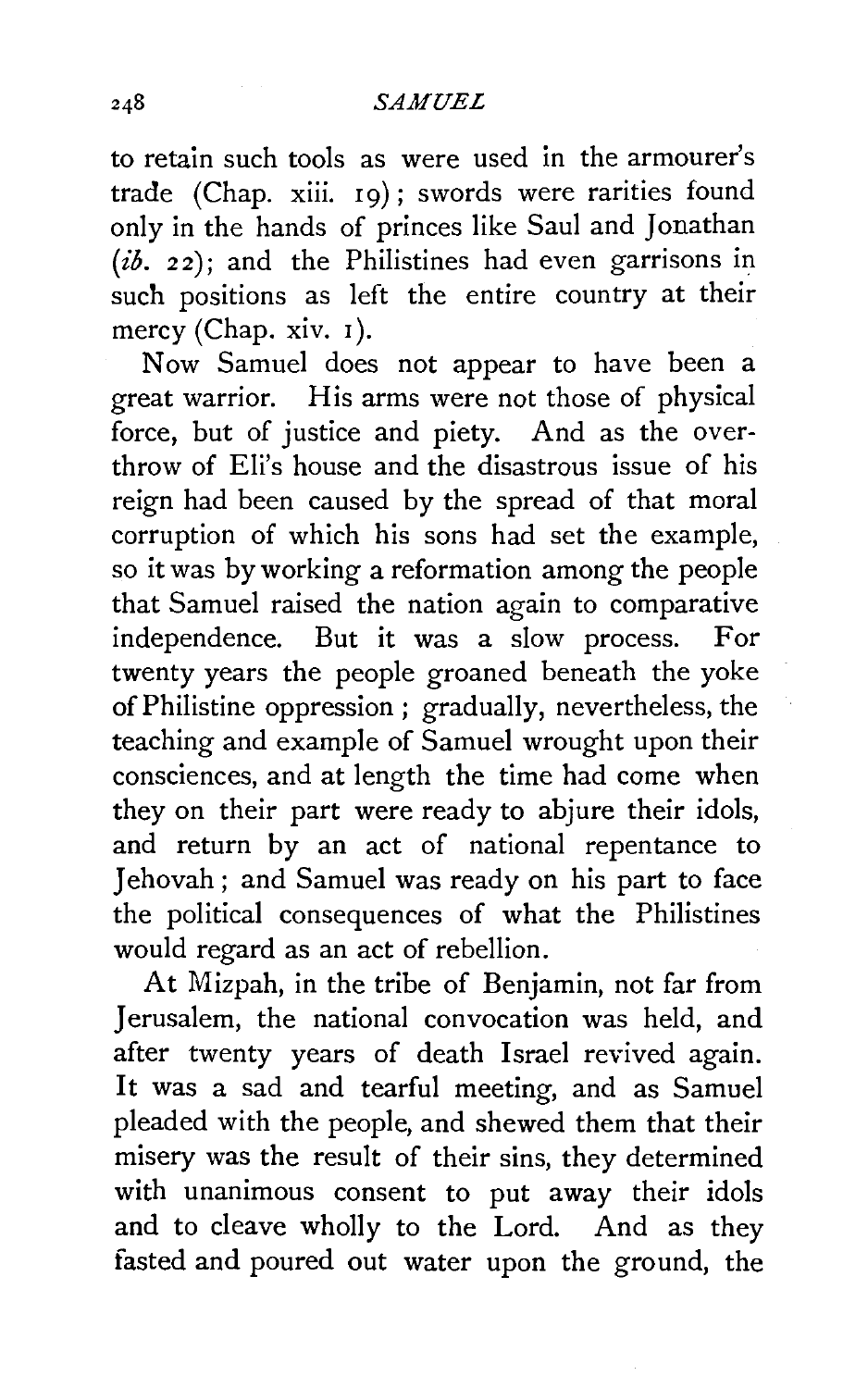to retain such tools as were used in the armourer's trade (Chap. xiii. 19); swords were rarities found only in the hands of princes like Saul and Jonathan (*ib.* 22); and the Philistines had even garrisons in such positions as left the entire country at their mercy (Chap. xiv. 1).

Now Samuel does not appear to have been a great warrior. His arms were not those of physical force, but of justice and piety. And as the overthrow of Eli's house and the disastrous issue of his reign had been caused by the spread of that moral corruption of which his sons had set the example, so it was by working a reformation among the people that Samuel raised the nation again to comparative independence. But it was a slow process. For twenty years the people groaned beneath the yoke of Philistine oppression; gradually, nevertheless, the teaching and example of Samuel wrought upon their consciences, and at length the time had come when they on their part were ready to abjure their idols, and return by an act of national repentance to Jehovah; and Samuel was ready on his part to face the political consequences of what the Philistines would regard as an act of rebellion.

At Mizpah, in the tribe of Benjamin, not far from Jerusalem, the national convocation was held, and after twenty years of death Israel revived again. It was a sad and tearful meeting, and as Samuel pleaded with the people, and shewed them that their misery was the result of their sins, they determined with unanimous consent to put away their idols and to cleave wholly to the Lord. And as they fasted and poured out water upon the ground, the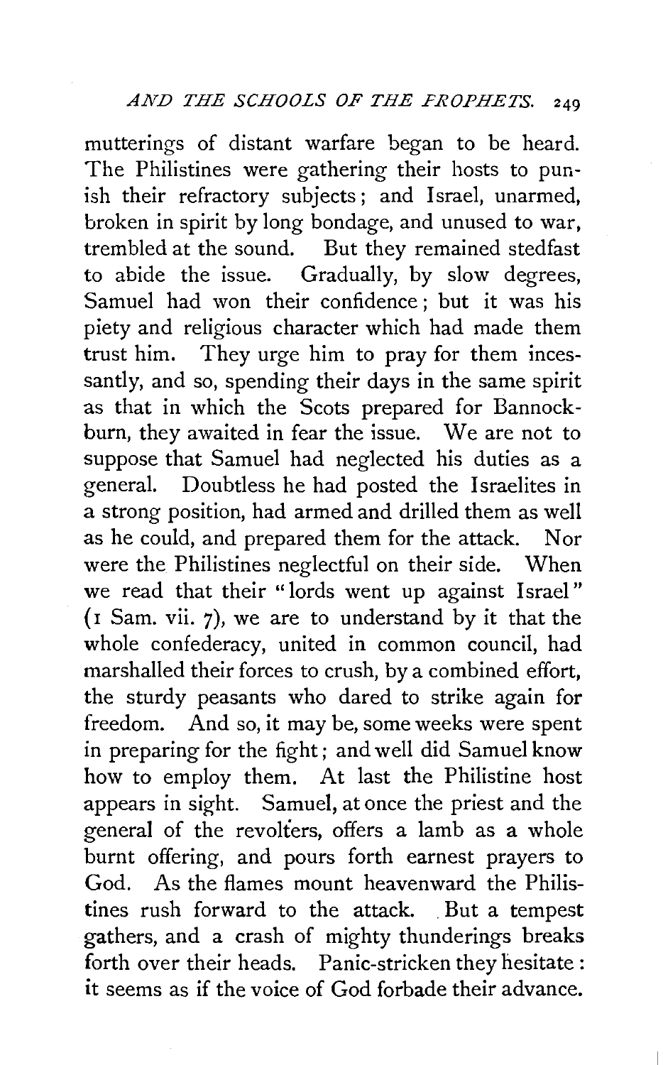mutterings of distant warfare began to be heard. The Philistines were gathering their hosts to punish their refractory subjects; and Israel, unarmed, broken in spirit by long bondage, and unused to war, trembled at the sound. But they remained stedfast to abide the issue. Gradually, by slow degrees, Samuel had won their confidence; but it was his piety and religious character which had made them trust him. They urge him to pray for them incessantly, and so, spending their days in the same spirit as that in which the Scots prepared for Bannockburn, they awaited in fear the issue. We are not to suppose that Samuel had neglected his duties as a general. Doubtless he had posted the Israelites in a strong position, had armed and drilled them as well as he could, and prepared them for the attack. Nor were the Philistines neglectful on their side. When we read that their "lords went up against Israel" (1 Sam. vii. 7), we are to understand by it that the whole confederacy, united in common council, had marshalled their forces to crush, by a combined effort, the sturdy peasants who dared to strike again for freedom. And so, it may be, some weeks were spent in preparing for the fight; and well did Samuel know how to employ them. At last the Philistine host appears in sight. Samuel, at once the priest and the general of the revolters, offers a lamb as a whole burnt offering, and pours forth earnest prayers to God. As the flames mount heavenward the Philistines rush forward to the attack. But a tempest gathers, and a crash of mighty thunderings breaks forth over their heads. Panic-stricken they hesitate: it seems as if the voice of God forbade their advance.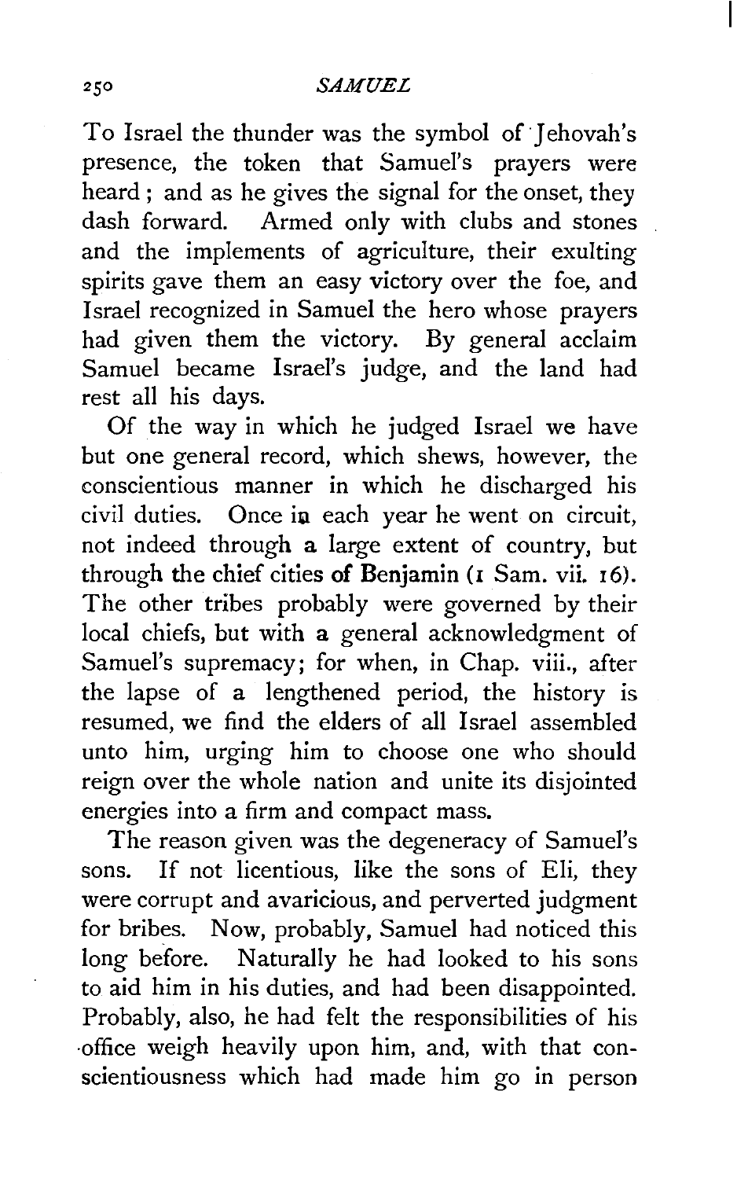To Israel the thunder was the symbol of Jehovah's presence, the token that Samuel's prayers were heard; and as he gives the signal for the onset, they dash forward. Armed only with clubs and stones and the implements of agriculture, their exulting spirits gave them an easy victory over the foe, and Israel recognized in Samuel the hero whose prayers had given them the victory. By general acclaim Samuel became Israel's judge, and the land had rest all his days.

Of the way in which he judged Israel we have but one general record, which shews, however, the conscientious manner in which he discharged his civil duties. Once in each year he went on circuit, not indeed through a large extent of country, but through the chief cities of Benjamin (1 Sam. vii. 16). The other tribes probably were governed by their local chiefs, but with a general acknowledgment of Samuel's supremacy; for when, in Chap. viii., after the lapse of a lengthened period, the history is resumed, we find the elders of all Israel assembled unto him, urging him to choose one who should reign over the whole nation and unite its disjointed energies into a firm and compact mass.

The reason given was the degeneracy of Samuel's sons. If not licentious, like the sons of Eli, they were corrupt and avaricious, and perverted judgment for bribes. Now, probably, Samuel had noticed this long before. Naturally he had looked to his sons to aid him in his duties, and had been disappointed. Probably, also, he had felt the responsibilities of his office weigh heavily upon him, and, with that conscientiousness which had made him go in person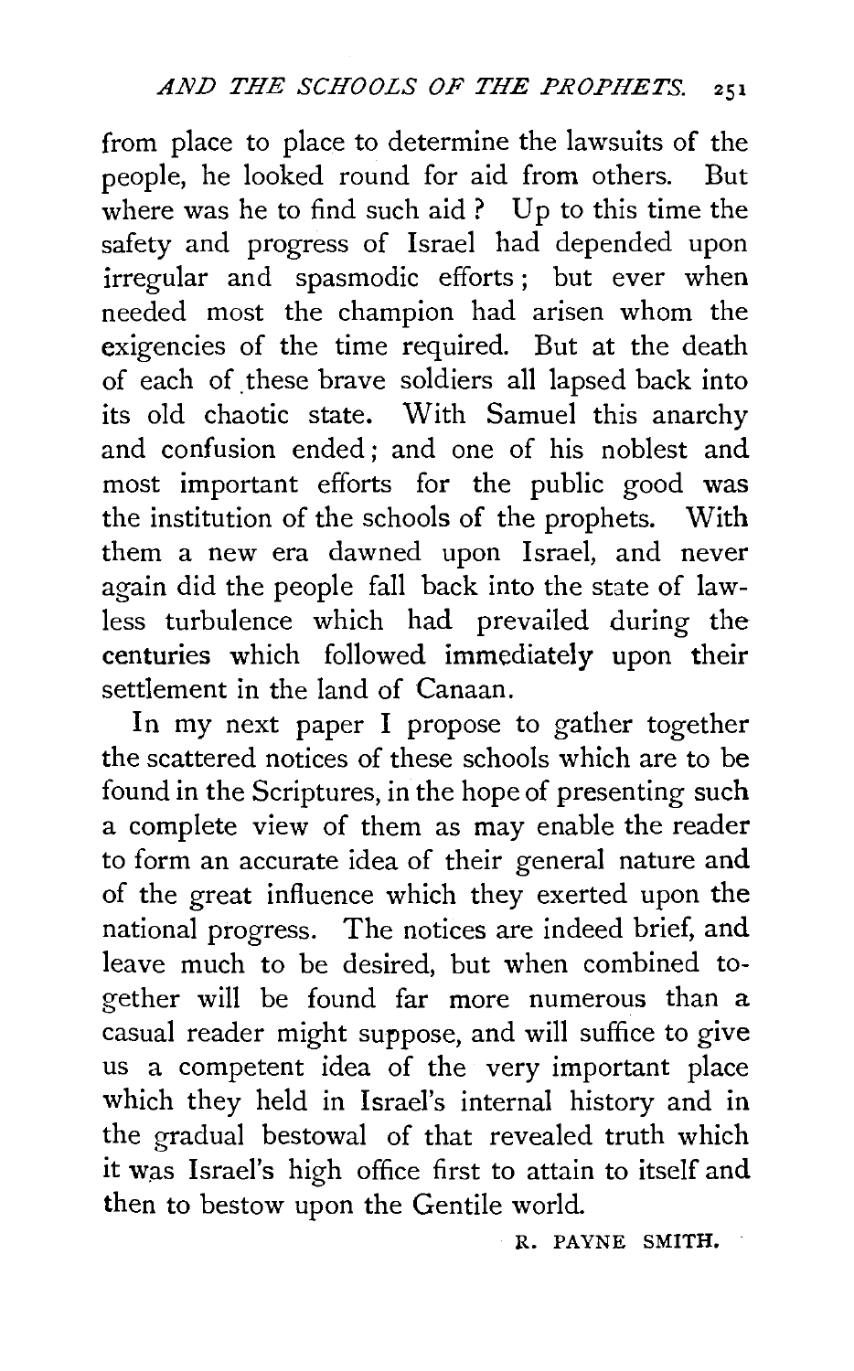from place to place to determine the lawsuits of the people, he looked round for aid from others. But where was he to find such aid? Up to this time the safety and progress of Israel had depended upon irregular and spasmodic efforts; but ever when needed most the champion had arisen whom the exigencies of the time required. But at the death of each of these brave soldiers all lapsed back into its old chaotic state. With Samuel this anarchy and confusion ended; and one of his noblest and most important efforts for the public good was the institution of the schools of the prophets. With them a new era dawned upon Israel, and never again did the people fall back into the state of lawless turbulence which had prevailed during the centuries which followed immediately upon their settlement in the land of Canaan.

In my next paper I propose to gather together the scattered notices of these schools which are to be found in the Scriptures, in the hope of presenting such a complete view of them as may enable the reader to form an accurate idea of their general nature and of the great influence which they exerted upon the national progress. The notices are indeed brief, and leave much to be desired, but when combined together will be found far more numerous than a casual reader might suppose, and will suffice to give us a competent idea of the very important place which they held in Israel's internal history and in the gradual bestowal of that revealed truth which it was Israel's high office first to attain to itself and then to bestow upon the Gentile world.

R. PAYNE SMITH.